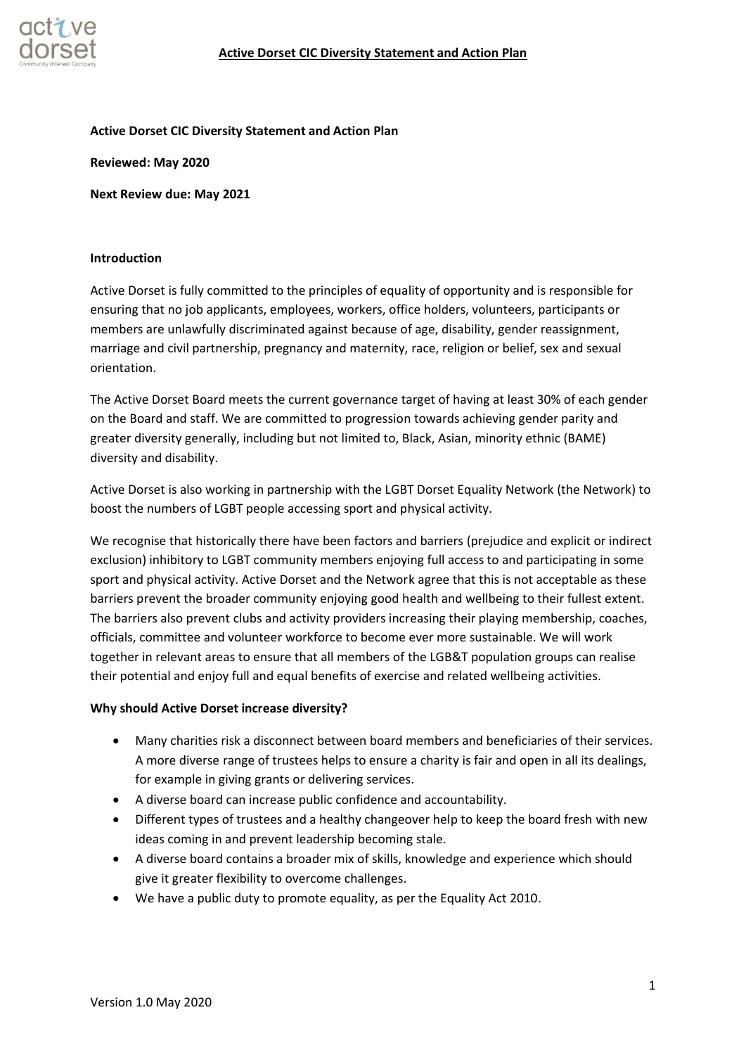# Active Dorset CIC Diversity Statement and Action Plan

**Reviewed: May 2020**

**Next Review due: May 2021**

## Introduction

Active Dorset is fully committed to the principles of equality of opportunity and is responsible for ensuring that no job applicants, employees, workers, office holders, volunteers, participants or members are unlawfully discriminated against because of age, disability, gender reassignment, marriage and civil partnership, pregnancy and maternity, race, religion or belief, sex and sexual orientation.

The Active Dorset Board meets the current governance target of having at least 30% of each gender on the Board and staff. We are committed to progression towards achieving gender parity and greater diversity generally, including but not limited to, Black, Asian, minority ethnic (BAME) diversity and disability.

Active Dorset is also working in partnership with the LGBT Dorset Equality Network (the Network) to boost the numbers of LGBT people accessing sport and physical activity.

We recognise that historically there have been factors and barriers (prejudice and explicit or indirect exclusion) inhibitory to LGBT community members enjoying full access to and participating in some sport and physical activity. Active Dorset and the Network agree that this is not acceptable as these barriers prevent the broader community enjoying good health and wellbeing to their fullest extent. The barriers also prevent clubs and activity providers increasing their playing membership, coaches, officials, committee and volunteer workforce to become ever more sustainable. We will work together in relevant areas to ensure that all members of the LGB&T population groups can realise their potential and enjoy full and equal benefits of exercise and related wellbeing activities.

## Why should Active Dorset increase diversity?

- Many charities risk a disconnect between board members and beneficiaries of their services. A more diverse range of trustees helps to ensure a charity is fair and open in all its dealings, for example in giving grants or delivering services.
- A diverse board can increase public confidence and accountability.
- Different types of trustees and a healthy changeover help to keep the board fresh with new ideas coming in and prevent leadership becoming stale.
- A diverse board contains a broader mix of skills, knowledge and experience which should give it greater flexibility to overcome challenges.
- We have a public duty to promote equality, as per the Equality Act 2010.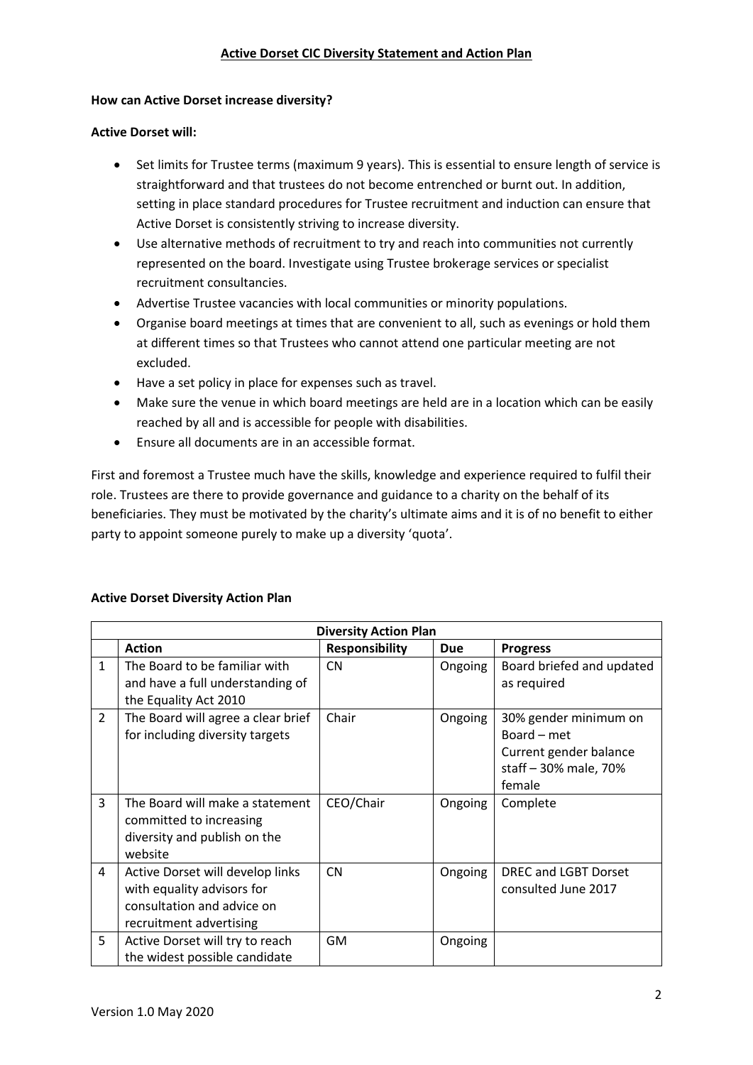## Active Dorset CIC Diversity Statement and Action Plan

**How can Active Dorset increase diversity?**

**Active Dorset will:**

- Set limits for Trustee terms (maximum 9 years). This is essential to ensure length of service is straightforward and that trustees do not become entrenched or burnt out. In addition, setting in place standard procedures for Trustee recruitment and induction can ensure that Active Dorset is consistently striving to increase diversity.
- Use alternative methods of recruitment to try and reach into communities not currently represented on the board. Investigate using Trustee brokerage services or specialist recruitment consultancies.
- Advertise Trustee vacancies with local communities or minority populations.
- Organise board meetings at times that are convenient to all, such as evenings or hold them at different times so that Trustees who cannot attend one particular meeting are not excluded.
- Have a set policy in place for expenses such as travel.
- Make sure the venue in which board meetings are held are in a location which can be easily reached by all and is accessible for people with disabilities.
- Ensure all documents are in an accessible format.

First and foremost a Trustee much have the skills, knowledge and experience required to fulfil their role. Trustees are there to provide governance and guidance to a charity on the behalf of its beneficiaries. They must be motivated by the charity's ultimate aims and it is of no benefit to either party to appoint someone purely to make up a diversity 'quota'.

**Active Dorset Diversity Action Plan**

| Diversity Action Plan | | | | |
|---|---|---|---|---|
| | **Action** | **Responsibility** | **Due** | **Progress** |
| 1 | The Board to be familiar with and have a full understanding of the Equality Act 2010 | CN | Ongoing | Board briefed and updated as required |
| 2 | The Board will agree a clear brief for including diversity targets | Chair | Ongoing | 30% gender minimum on Board – met<br>Current gender balance staff – 30% male, 70% female |
| 3 | The Board will make a statement committed to increasing diversity and publish on the website | CEO/Chair | Ongoing | Complete |
| 4 | Active Dorset will develop links with equality advisors for consultation and advice on recruitment advertising | CN | Ongoing | DREC and LGBT Dorset consulted June 2017 |
| 5 | Active Dorset will try to reach the widest possible candidate | GM | Ongoing | |

Version 1.0 May 2020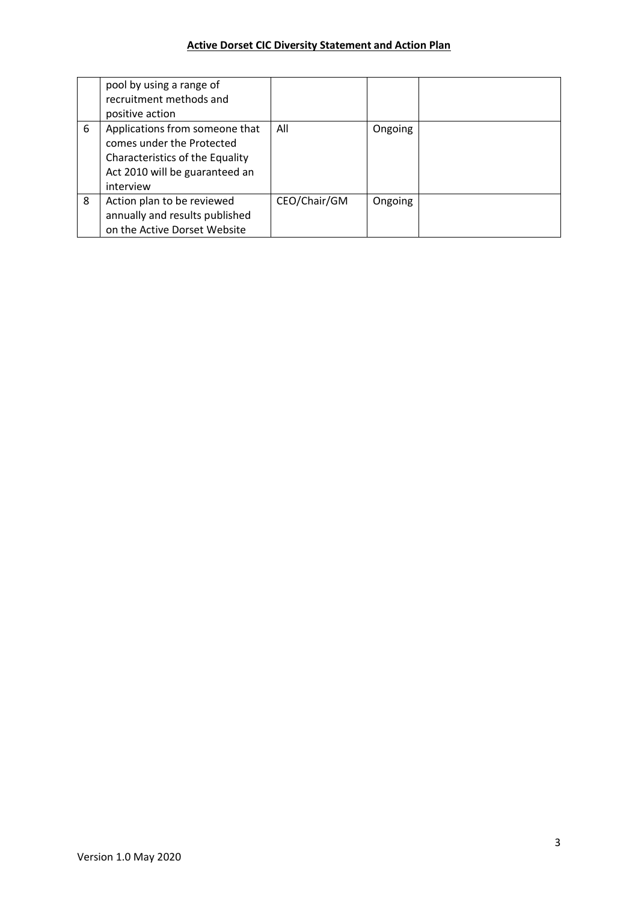| | | | | |
|---|---|---|---|---|
| | pool by using a range of recruitment methods and positive action | | | |
| 6 | Applications from someone that comes under the Protected Characteristics of the Equality Act 2010 will be guaranteed an interview | All | Ongoing | |
| 8 | Action plan to be reviewed annually and results published on the Active Dorset Website | CEO/Chair/GM | Ongoing | |

Version 1.0 May 2020